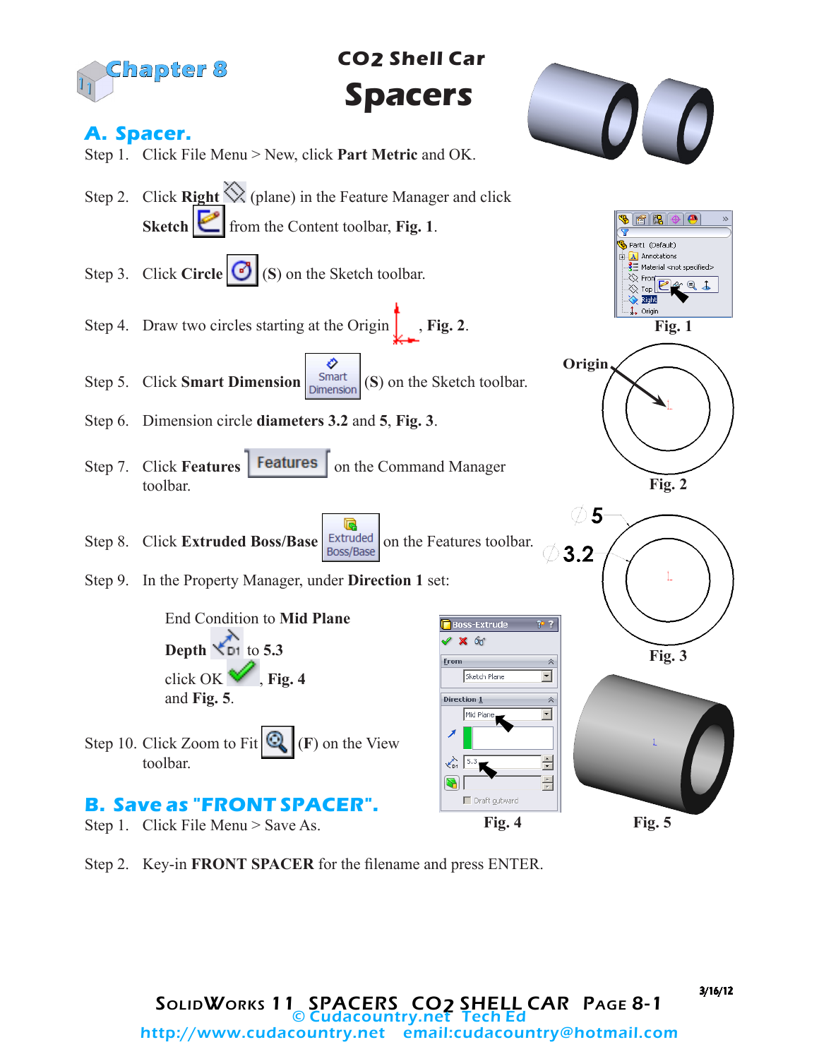Chapter 8

# CO2 Shell Car
# Spacers

## A. Spacer.

Step 1. Click File Menu > New, click **Part Metric** and OK.

Step 2. Click **Right** (plane) in the Feature Manager and click **Sketch** from the Content toolbar, **Fig. 1**.

Step 3. Click **Circle** (**S**) on the Sketch toolbar.

Step 4. Draw two circles starting at the Origin , **Fig. 2**.

Step 5. Click **Smart Dimension** (**S**) on the Sketch toolbar.

Step 6. Dimension circle **diameters 3.2** and **5**, **Fig. 3**.

Step 7. Click **Features** on the Command Manager toolbar.

Step 8. Click **Extruded Boss/Base** on the Features toolbar.

Step 9. In the Property Manager, under **Direction 1** set:

End Condition to **Mid Plane**

**Depth** to **5.3**

click OK , **Fig. 4** and **Fig. 5**.

Step 10. Click Zoom to Fit (**F**) on the View toolbar.

**Fig. 1**

Origin

**Fig. 2**

5

3.2

**Fig. 3**

**Fig. 4**

**Fig. 5**

## B. Save as "FRONT SPACER".

Step 1. Click File Menu > Save As.

Step 2. Key-in **FRONT SPACER** for the filename and press ENTER.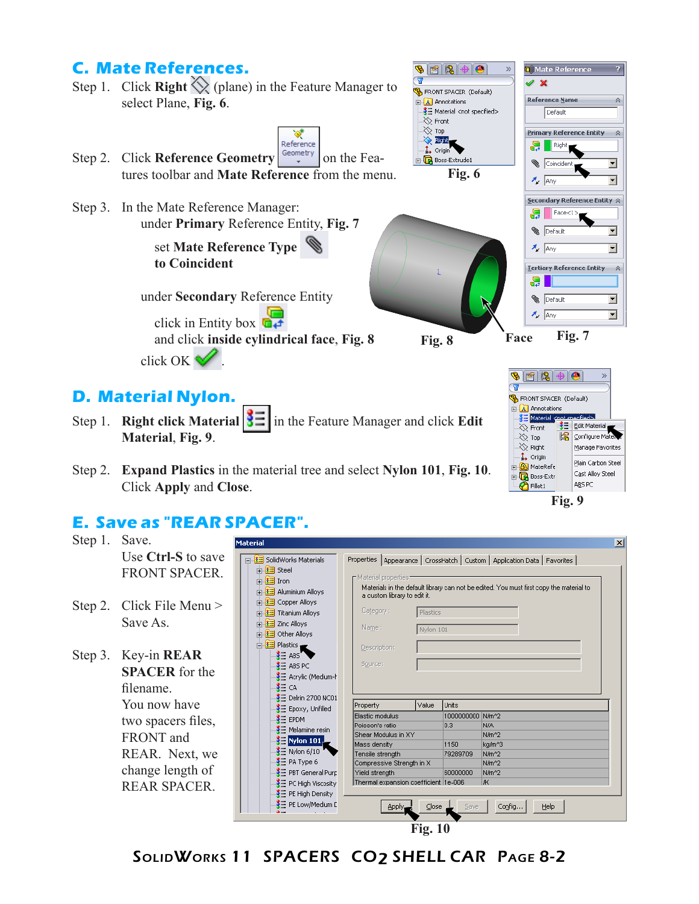## C. Mate References.

Step 1. Click **Right** (plane) in the Feature Manager to select Plane, **Fig. 6**.

Step 2. Click **Reference Geometry** on the Features toolbar and **Mate Reference** from the menu.

Step 3. In the Mate Reference Manager:

under **Primary** Reference Entity, **Fig. 7**

set **Mate Reference Type to Coincident**

under **Secondary** Reference Entity

click in Entity box and click **inside cylindrical face, Fig. 8**

click OK.

Fig. 6

Fig. 8

Face

Fig. 7

## D. Material Nylon.

Step 1. **Right click Material** in the Feature Manager and click **Edit Material**, **Fig. 9**.

Step 2. **Expand Plastics** in the material tree and select **Nylon 101**, **Fig. 10**. Click **Apply** and **Close**.

Fig. 9

## E. Save as "REAR SPACER".

Step 1. Save. Use **Ctrl-S** to save FRONT SPACER.

Step 2. Click File Menu > Save As.

Step 3. Key-in **REAR SPACER** for the filename. You now have two spacers files, FRONT and REAR. Next, we change length of REAR SPACER.

Fig. 10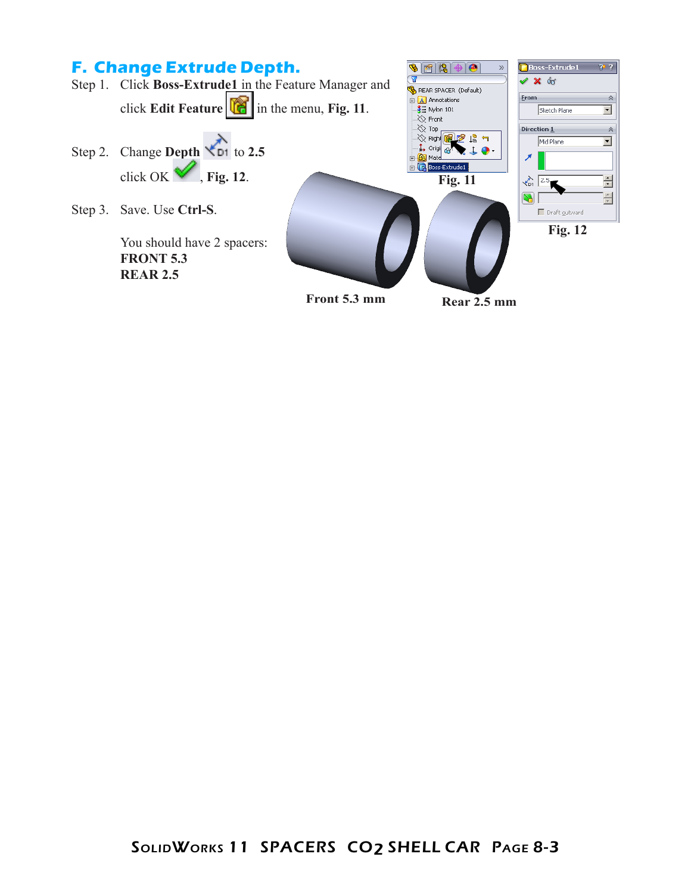## F. Change Extrude Depth.

Step 1. Click **Boss-Extrude1** in the Feature Manager and click **Edit Feature** in the menu, **Fig. 11**.

Step 2. Change **Depth** to **2.5** click OK, **Fig. 12**.

Step 3. Save. Use **Ctrl-S**.

You should have 2 spacers:
**FRONT 5.3**
**REAR 2.5**

REAR SPACER (Default)
Annotations
Nylon 101
Front
Top
Right
Origin
Mate
Boss-Extrude1

**Fig. 11**

Boss-Extrude1
From
Sketch Plane
Direction 1
Mid Plane
2.5
Draft outward

**Fig. 12**

**Front 5.3 mm**

**Rear 2.5 mm**